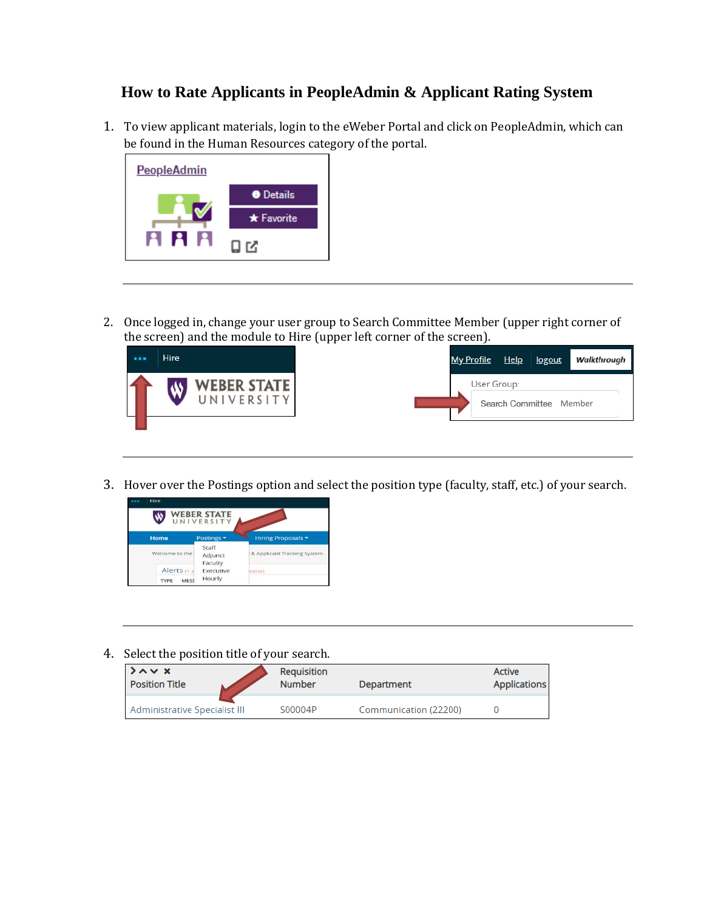# How to Rate Applicants in PeopleAdmin & Applicant Rating System

1. To view applicant materials, login to the eWeber Portal and click on PeopleAdmin, which can be found in the Human Resources category of the portal.

---

2. Once logged in, change your user group to Search Committee Member (upper right corner of the screen) and the module to Hire (upper left corner of the screen).

---

3. Hover over the Postings option and select the position type (faculty, staff, etc.) of your search.

---

4. Select the position title of your search.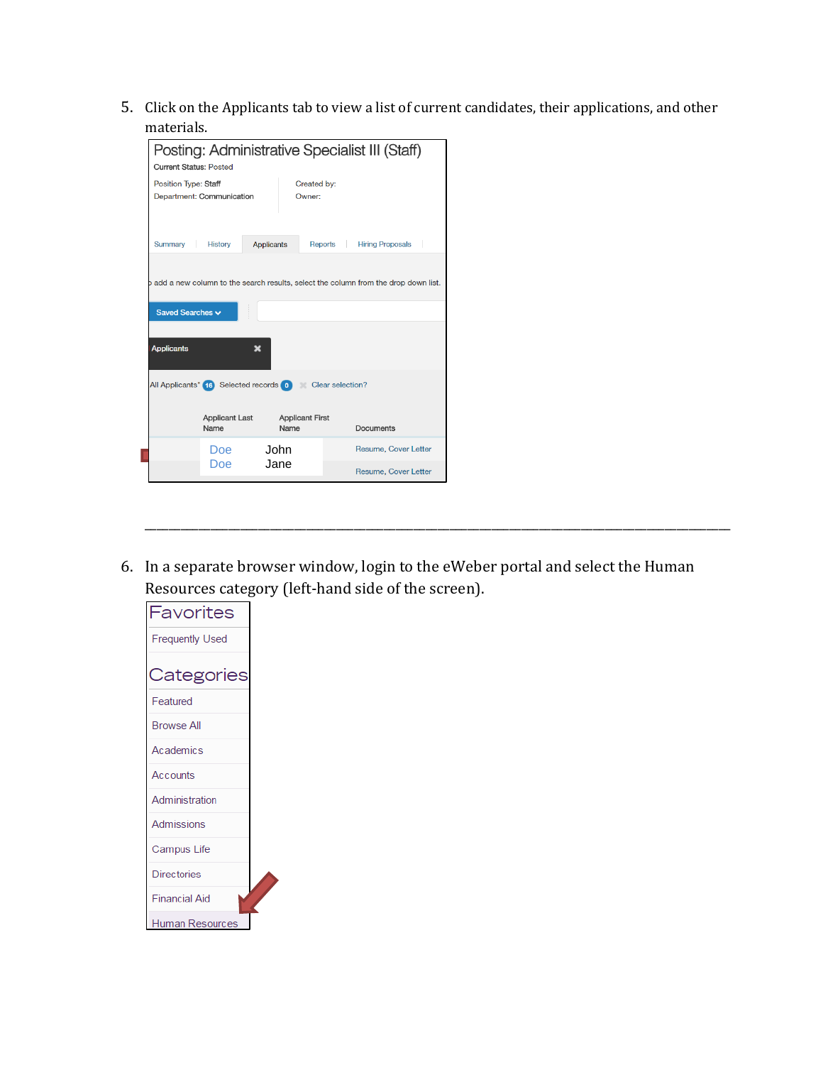5. Click on the Applicants tab to view a list of current candidates, their applications, and other materials.

Posting: Administrative Specialist III (Staff)

Current Status: Posted

Position Type: Staff
Department: Communication

Created by:
Owner:

Summary | History | Applicants | Reports | Hiring Proposals

o add a new column to the search results, select the column from the drop down list.

Saved Searches

Applicants

All Applicants* 16 Selected records 0 Clear selection?

| Applicant Last Name | Applicant First Name | Documents |
|---|---|---|
| Doe | John | Resume, Cover Letter |
| Doe | Jane | Resume, Cover Letter |

---

6. In a separate browser window, login to the eWeber portal and select the Human Resources category (left-hand side of the screen).

Favorites

- Frequently Used

Categories

- Featured
- Browse All
- Academics
- Accounts
- Administration
- Admissions
- Campus Life
- Directories
- Financial Aid
- Human Resources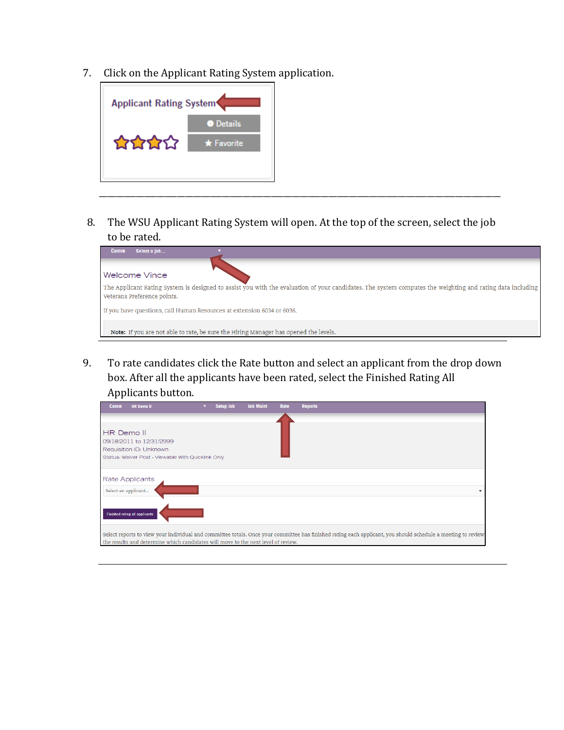7. Click on the Applicant Rating System application.

Applicant Rating System

Details

Favorite

---

8. The WSU Applicant Rating System will open. At the top of the screen, select the job to be rated.

Comm Select a job...

Welcome Vince

The Applicant Rating System is designed to assist you with the evaluation of your candidates. The system computes the weighting and rating data including Veterans Preference points.

If you have questions, call Human Resources at extension 6034 or 6036.

**Note:** If you are not able to rate, be sure the Hiring Manager has opened the levels.

---

9. To rate candidates click the Rate button and select an applicant from the drop down box. After all the applicants have been rated, select the Finished Rating All Applicants button.

Comm HR Demo II Setup Job Job Maint Rate Reports

HR Demo II
09/18/2011 to 12/31/2999
Requisition ID: Unknown
Status: Waiver Post - Viewable With Quicklink Only

Rate Applicants

Select an applicant...

Finished rating all applicants

Select reports to view your individual and committee totals. Once your committee has finished rating each applicant, you should schedule a meeting to review the results and determine which candidates will move to the next level of review.

---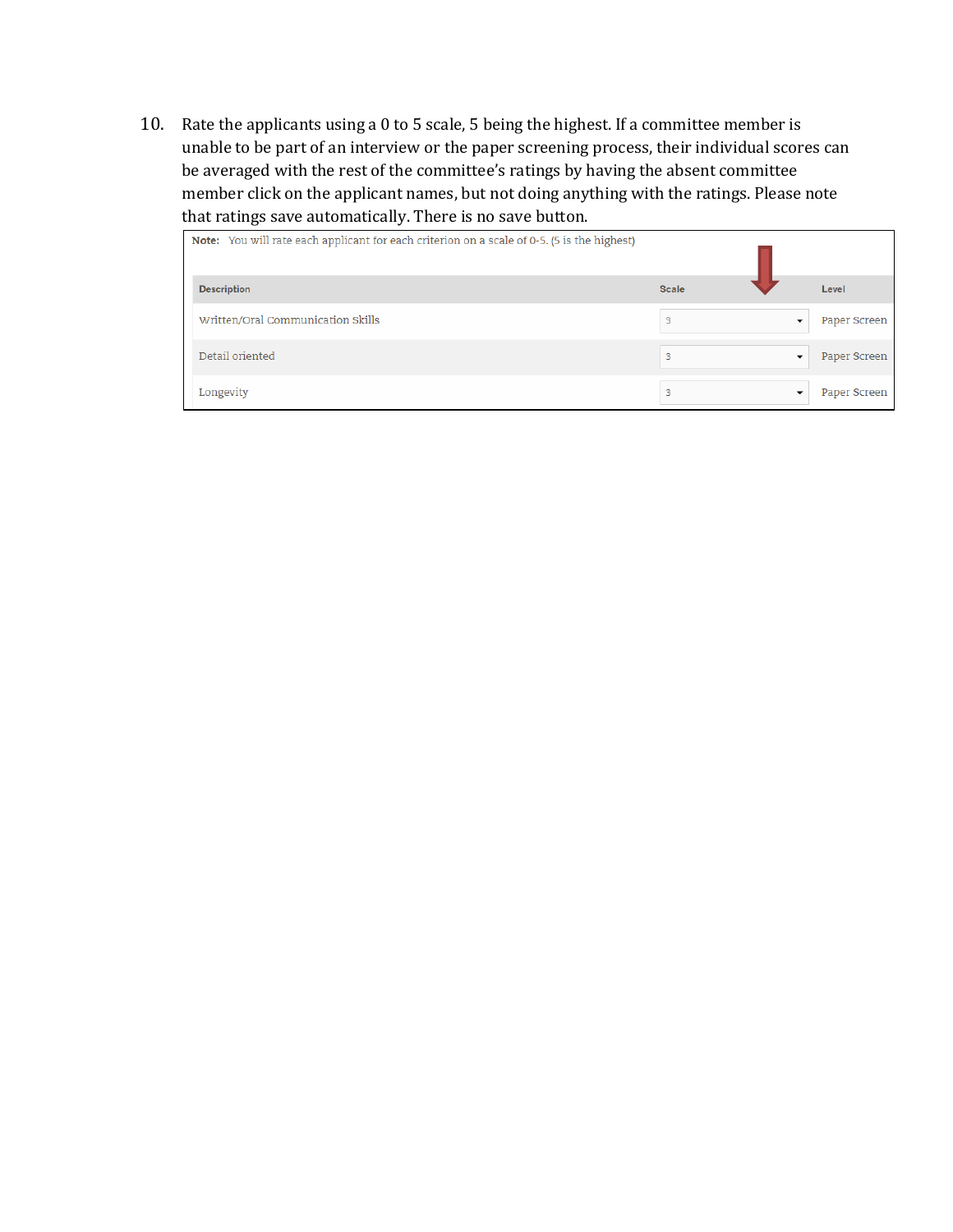10. Rate the applicants using a 0 to 5 scale, 5 being the highest. If a committee member is unable to be part of an interview or the paper screening process, their individual scores can be averaged with the rest of the committee's ratings by having the absent committee member click on the applicant names, but not doing anything with the ratings. Please note that ratings save automatically. There is no save button.

**Note:** You will rate each applicant for each criterion on a scale of 0-5. (5 is the highest)

| Description | Scale | Level |
| --- | --- | --- |
| Written/Oral Communication Skills | 3 | Paper Screen |
| Detail oriented | 3 | Paper Screen |
| Longevity | 3 | Paper Screen |